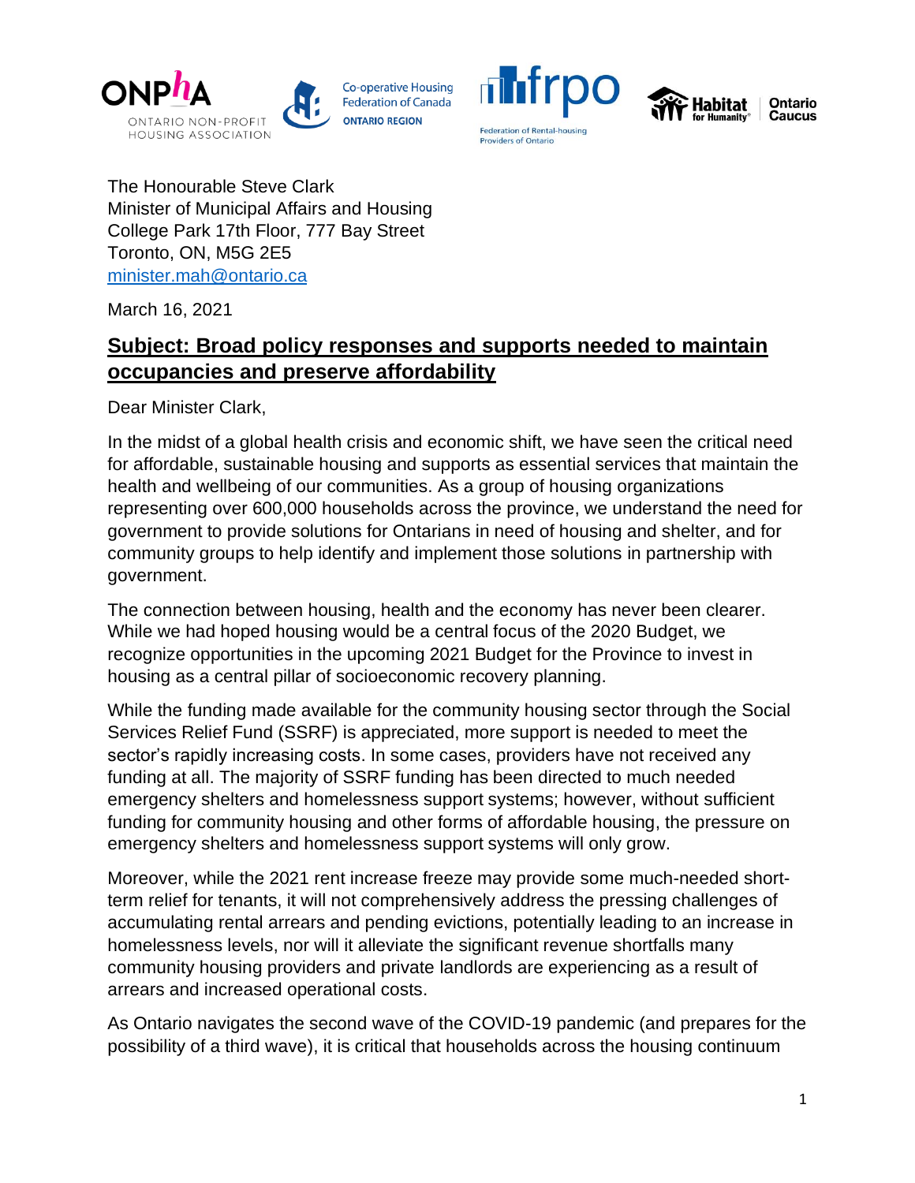ONPhA ONTARIO NON-PROFIT HOUSING ASSOCIATION

Co-operative Housing Federation of Canada ONTARIO REGION

frpo Federation of Rental-housing Providers of Ontario

Habitat for Humanity® Ontario Caucus

The Honourable Steve Clark
Minister of Municipal Affairs and Housing
College Park 17th Floor, 777 Bay Street
Toronto, ON, M5G 2E5
minister.mah@ontario.ca

March 16, 2021

## Subject: Broad policy responses and supports needed to maintain occupancies and preserve affordability

Dear Minister Clark,

In the midst of a global health crisis and economic shift, we have seen the critical need for affordable, sustainable housing and supports as essential services that maintain the health and wellbeing of our communities. As a group of housing organizations representing over 600,000 households across the province, we understand the need for government to provide solutions for Ontarians in need of housing and shelter, and for community groups to help identify and implement those solutions in partnership with government.

The connection between housing, health and the economy has never been clearer. While we had hoped housing would be a central focus of the 2020 Budget, we recognize opportunities in the upcoming 2021 Budget for the Province to invest in housing as a central pillar of socioeconomic recovery planning.

While the funding made available for the community housing sector through the Social Services Relief Fund (SSRF) is appreciated, more support is needed to meet the sector's rapidly increasing costs. In some cases, providers have not received any funding at all. The majority of SSRF funding has been directed to much needed emergency shelters and homelessness support systems; however, without sufficient funding for community housing and other forms of affordable housing, the pressure on emergency shelters and homelessness support systems will only grow.

Moreover, while the 2021 rent increase freeze may provide some much-needed short-term relief for tenants, it will not comprehensively address the pressing challenges of accumulating rental arrears and pending evictions, potentially leading to an increase in homelessness levels, nor will it alleviate the significant revenue shortfalls many community housing providers and private landlords are experiencing as a result of arrears and increased operational costs.

As Ontario navigates the second wave of the COVID-19 pandemic (and prepares for the possibility of a third wave), it is critical that households across the housing continuum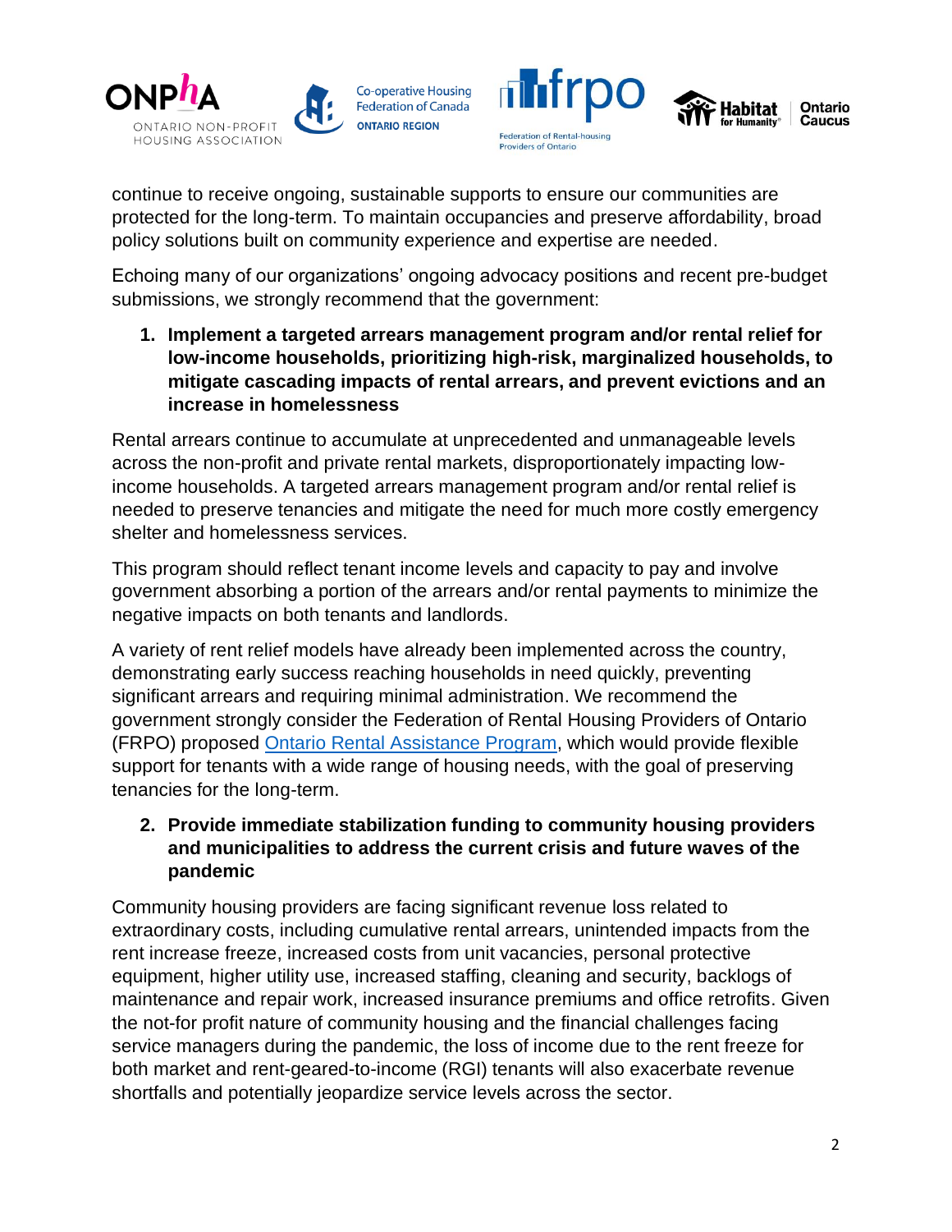continue to receive ongoing, sustainable supports to ensure our communities are protected for the long-term. To maintain occupancies and preserve affordability, broad policy solutions built on community experience and expertise are needed.

Echoing many of our organizations' ongoing advocacy positions and recent pre-budget submissions, we strongly recommend that the government:

1. **Implement a targeted arrears management program and/or rental relief for low-income households, prioritizing high-risk, marginalized households, to mitigate cascading impacts of rental arrears, and prevent evictions and an increase in homelessness**

Rental arrears continue to accumulate at unprecedented and unmanageable levels across the non-profit and private rental markets, disproportionately impacting low-income households. A targeted arrears management program and/or rental relief is needed to preserve tenancies and mitigate the need for much more costly emergency shelter and homelessness services.

This program should reflect tenant income levels and capacity to pay and involve government absorbing a portion of the arrears and/or rental payments to minimize the negative impacts on both tenants and landlords.

A variety of rent relief models have already been implemented across the country, demonstrating early success reaching households in need quickly, preventing significant arrears and requiring minimal administration. We recommend the government strongly consider the Federation of Rental Housing Providers of Ontario (FRPO) proposed Ontario Rental Assistance Program, which would provide flexible support for tenants with a wide range of housing needs, with the goal of preserving tenancies for the long-term.

2. **Provide immediate stabilization funding to community housing providers and municipalities to address the current crisis and future waves of the pandemic**

Community housing providers are facing significant revenue loss related to extraordinary costs, including cumulative rental arrears, unintended impacts from the rent increase freeze, increased costs from unit vacancies, personal protective equipment, higher utility use, increased staffing, cleaning and security, backlogs of maintenance and repair work, increased insurance premiums and office retrofits. Given the not-for profit nature of community housing and the financial challenges facing service managers during the pandemic, the loss of income due to the rent freeze for both market and rent-geared-to-income (RGI) tenants will also exacerbate revenue shortfalls and potentially jeopardize service levels across the sector.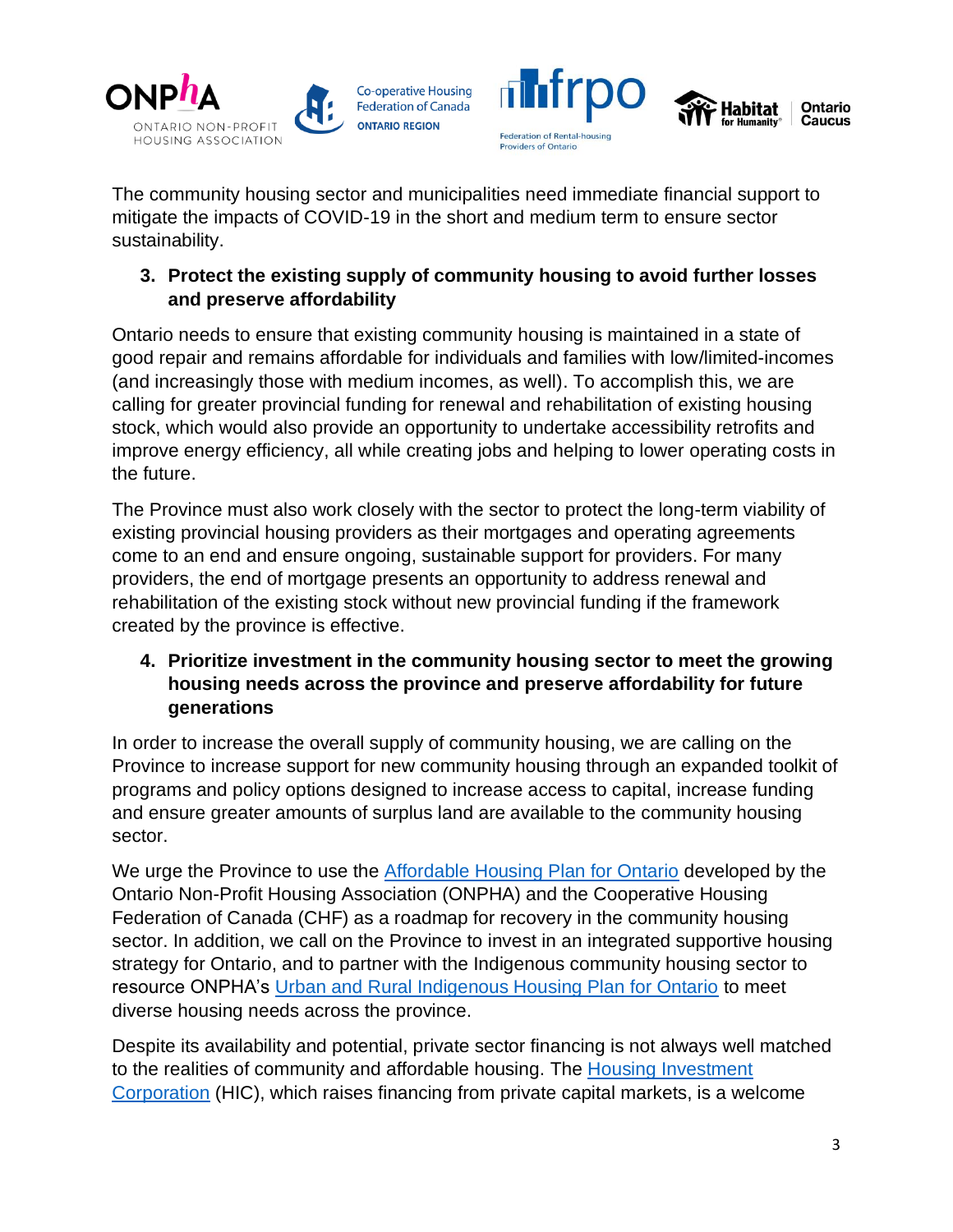The community housing sector and municipalities need immediate financial support to mitigate the impacts of COVID-19 in the short and medium term to ensure sector sustainability.

3. **Protect the existing supply of community housing to avoid further losses and preserve affordability**

Ontario needs to ensure that existing community housing is maintained in a state of good repair and remains affordable for individuals and families with low/limited-incomes (and increasingly those with medium incomes, as well). To accomplish this, we are calling for greater provincial funding for renewal and rehabilitation of existing housing stock, which would also provide an opportunity to undertake accessibility retrofits and improve energy efficiency, all while creating jobs and helping to lower operating costs in the future.

The Province must also work closely with the sector to protect the long-term viability of existing provincial housing providers as their mortgages and operating agreements come to an end and ensure ongoing, sustainable support for providers. For many providers, the end of mortgage presents an opportunity to address renewal and rehabilitation of the existing stock without new provincial funding if the framework created by the province is effective.

4. **Prioritize investment in the community housing sector to meet the growing housing needs across the province and preserve affordability for future generations**

In order to increase the overall supply of community housing, we are calling on the Province to increase support for new community housing through an expanded toolkit of programs and policy options designed to increase access to capital, increase funding and ensure greater amounts of surplus land are available to the community housing sector.

We urge the Province to use the Affordable Housing Plan for Ontario developed by the Ontario Non-Profit Housing Association (ONPHA) and the Cooperative Housing Federation of Canada (CHF) as a roadmap for recovery in the community housing sector. In addition, we call on the Province to invest in an integrated supportive housing strategy for Ontario, and to partner with the Indigenous community housing sector to resource ONPHA's Urban and Rural Indigenous Housing Plan for Ontario to meet diverse housing needs across the province.

Despite its availability and potential, private sector financing is not always well matched to the realities of community and affordable housing. The Housing Investment Corporation (HIC), which raises financing from private capital markets, is a welcome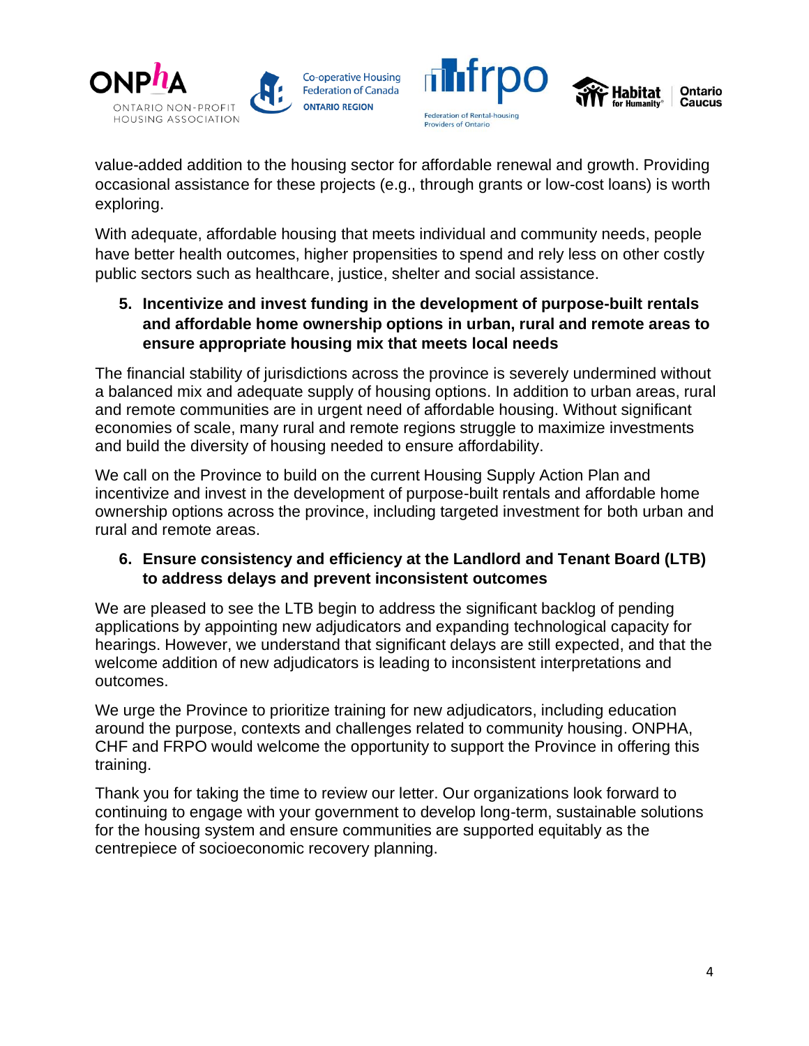value-added addition to the housing sector for affordable renewal and growth. Providing occasional assistance for these projects (e.g., through grants or low-cost loans) is worth exploring.

With adequate, affordable housing that meets individual and community needs, people have better health outcomes, higher propensities to spend and rely less on other costly public sectors such as healthcare, justice, shelter and social assistance.

5. **Incentivize and invest funding in the development of purpose-built rentals and affordable home ownership options in urban, rural and remote areas to ensure appropriate housing mix that meets local needs**

The financial stability of jurisdictions across the province is severely undermined without a balanced mix and adequate supply of housing options. In addition to urban areas, rural and remote communities are in urgent need of affordable housing. Without significant economies of scale, many rural and remote regions struggle to maximize investments and build the diversity of housing needed to ensure affordability.

We call on the Province to build on the current Housing Supply Action Plan and incentivize and invest in the development of purpose-built rentals and affordable home ownership options across the province, including targeted investment for both urban and rural and remote areas.

6. **Ensure consistency and efficiency at the Landlord and Tenant Board (LTB) to address delays and prevent inconsistent outcomes**

We are pleased to see the LTB begin to address the significant backlog of pending applications by appointing new adjudicators and expanding technological capacity for hearings. However, we understand that significant delays are still expected, and that the welcome addition of new adjudicators is leading to inconsistent interpretations and outcomes.

We urge the Province to prioritize training for new adjudicators, including education around the purpose, contexts and challenges related to community housing. ONPHA, CHF and FRPO would welcome the opportunity to support the Province in offering this training.

Thank you for taking the time to review our letter. Our organizations look forward to continuing to engage with your government to develop long-term, sustainable solutions for the housing system and ensure communities are supported equitably as the centrepiece of socioeconomic recovery planning.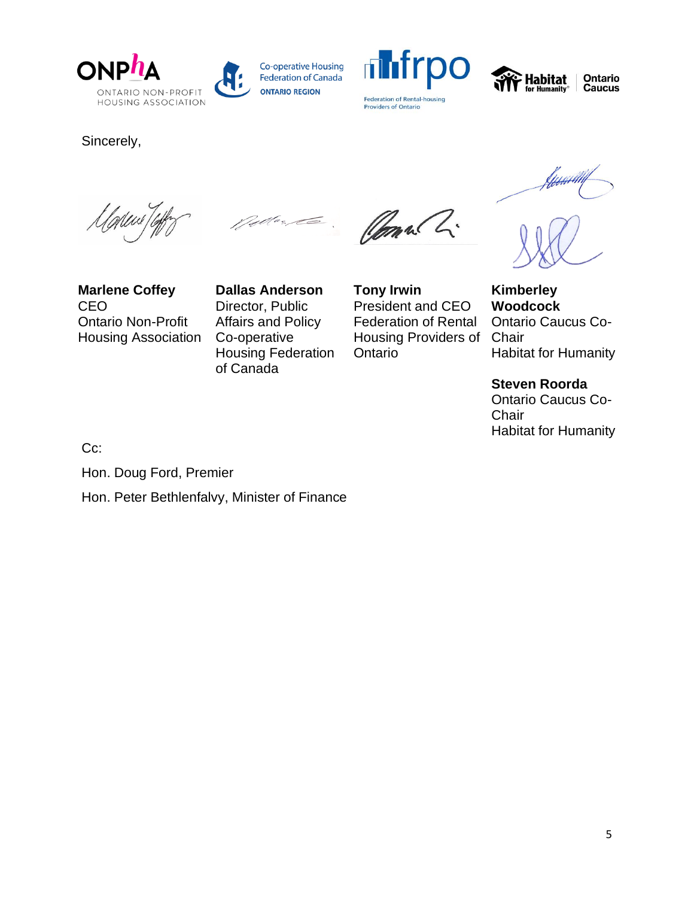Sincerely,

**Marlene Coffey**
CEO
Ontario Non-Profit Housing Association

**Dallas Anderson**
Director, Public Affairs and Policy
Co-operative Housing Federation of Canada

**Tony Irwin**
President and CEO
Federation of Rental Housing Providers of Ontario

**Kimberley Woodcock**
Ontario Caucus Co-Chair
Habitat for Humanity

**Steven Roorda**
Ontario Caucus Co-Chair
Habitat for Humanity

Cc:

Hon. Doug Ford, Premier

Hon. Peter Bethlenfalvy, Minister of Finance